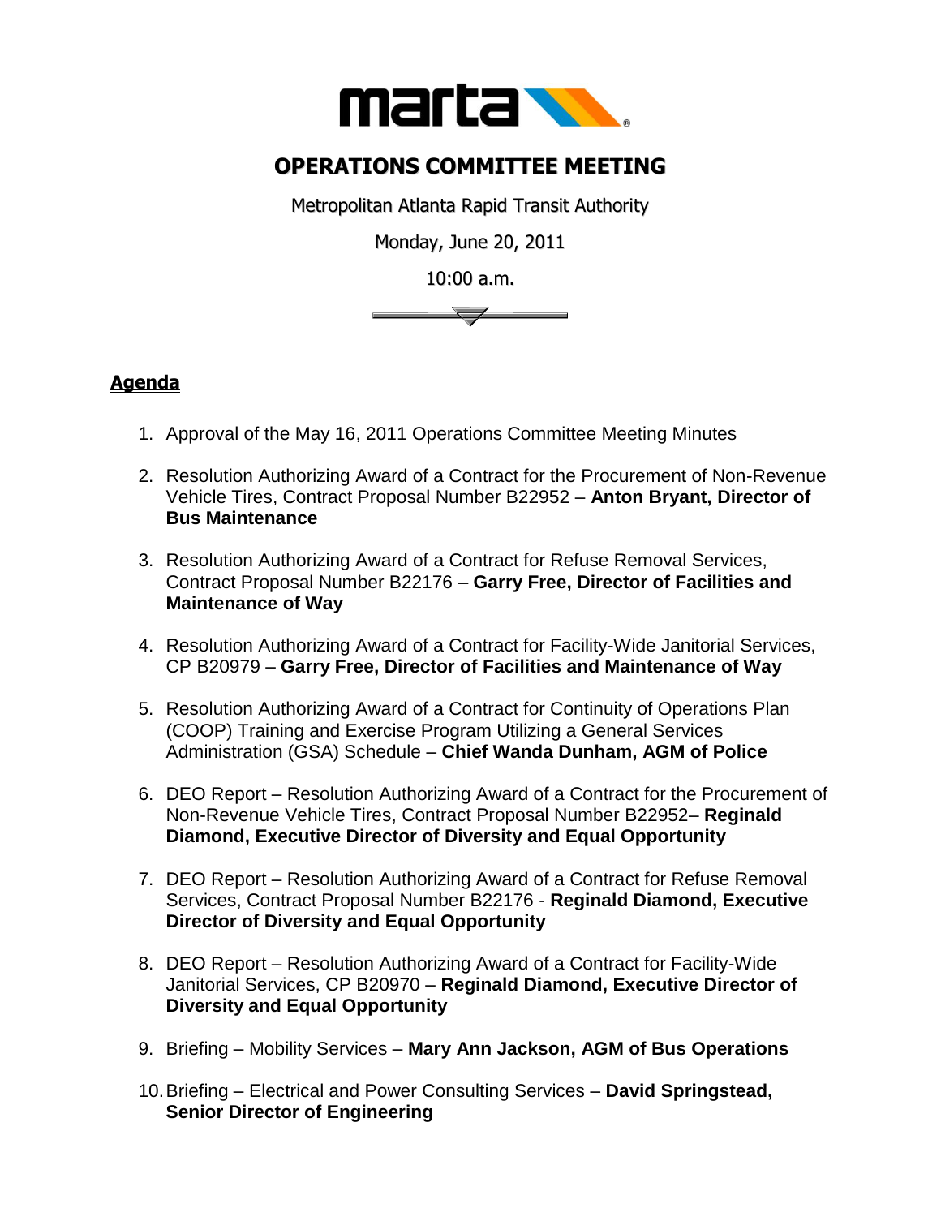# OPERATIONS COMMITTEE MEETING

Metropolitan Atlanta Rapid Transit Authority

Monday, June 20, 2011

10:00 a.m.

## Agenda

1. Approval of the May 16, 2011 Operations Committee Meeting Minutes
2. Resolution Authorizing Award of a Contract for the Procurement of Non-Revenue Vehicle Tires, Contract Proposal Number B22952 – **Anton Bryant, Director of Bus Maintenance**
3. Resolution Authorizing Award of a Contract for Refuse Removal Services, Contract Proposal Number B22176 – **Garry Free, Director of Facilities and Maintenance of Way**
4. Resolution Authorizing Award of a Contract for Facility-Wide Janitorial Services, CP B20979 – **Garry Free, Director of Facilities and Maintenance of Way**
5. Resolution Authorizing Award of a Contract for Continuity of Operations Plan (COOP) Training and Exercise Program Utilizing a General Services Administration (GSA) Schedule – **Chief Wanda Dunham, AGM of Police**
6. DEO Report – Resolution Authorizing Award of a Contract for the Procurement of Non-Revenue Vehicle Tires, Contract Proposal Number B22952– **Reginald Diamond, Executive Director of Diversity and Equal Opportunity**
7. DEO Report – Resolution Authorizing Award of a Contract for Refuse Removal Services, Contract Proposal Number B22176 - **Reginald Diamond, Executive Director of Diversity and Equal Opportunity**
8. DEO Report – Resolution Authorizing Award of a Contract for Facility-Wide Janitorial Services, CP B20970 – **Reginald Diamond, Executive Director of Diversity and Equal Opportunity**
9. Briefing – Mobility Services – **Mary Ann Jackson, AGM of Bus Operations**
10. Briefing – Electrical and Power Consulting Services – **David Springstead, Senior Director of Engineering**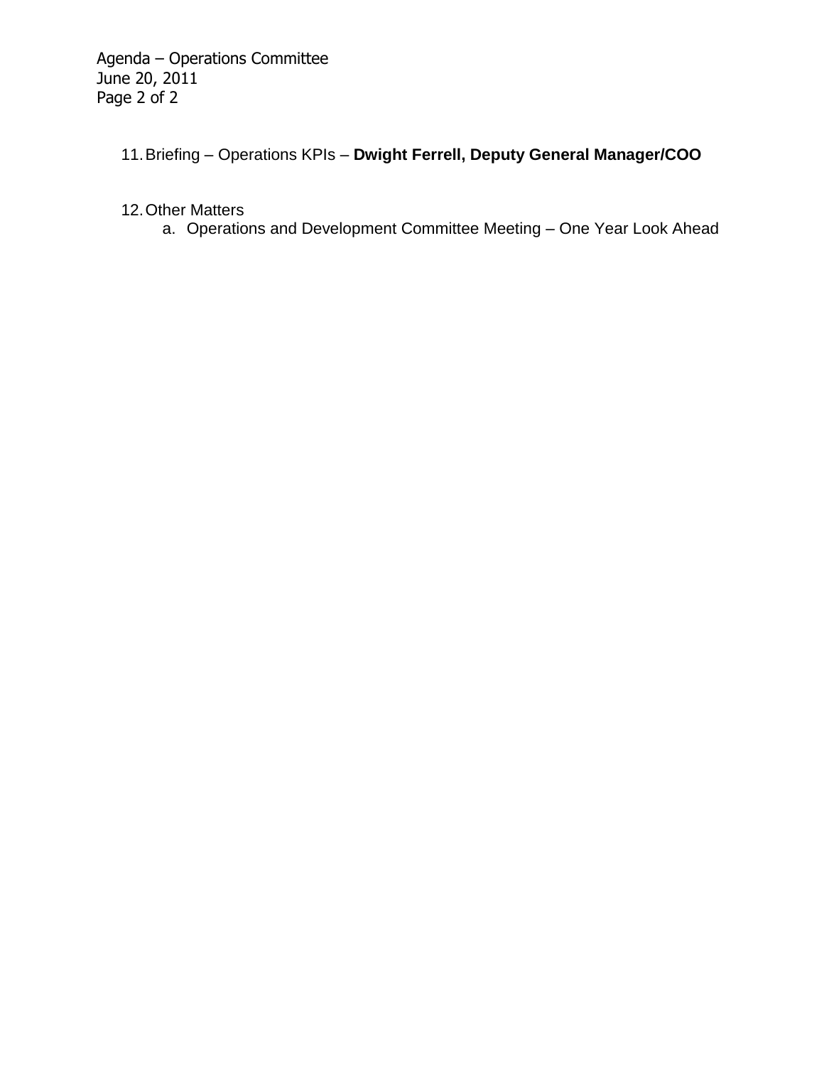11. Briefing – Operations KPIs – **Dwight Ferrell, Deputy General Manager/COO**

12. Other Matters
    a. Operations and Development Committee Meeting – One Year Look Ahead